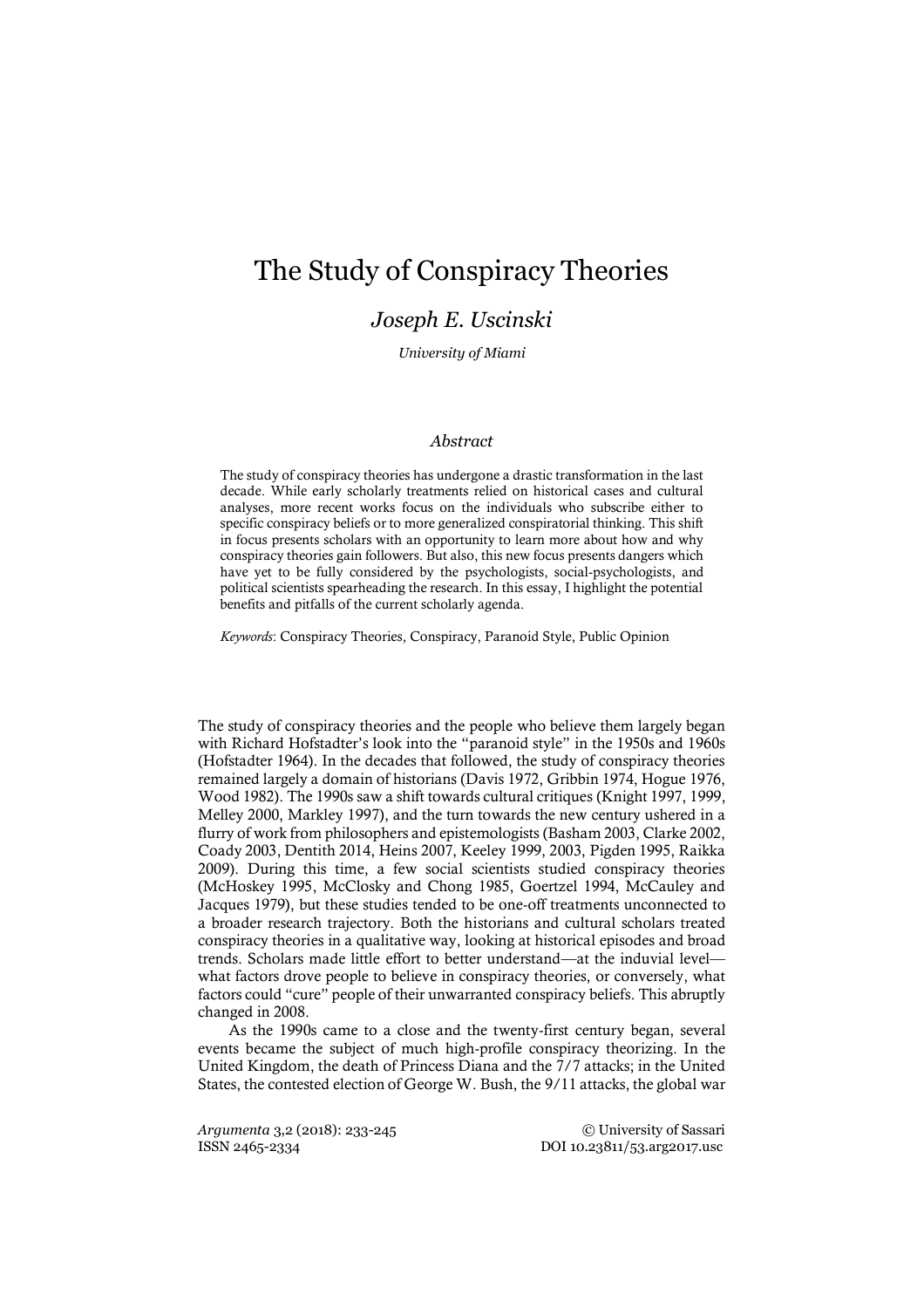# The Study of Conspiracy Theories

*Joseph E. Uscinski*

*University of Miami*

### *Abstract*

The study of conspiracy theories has undergone a drastic transformation in the last decade. While early scholarly treatments relied on historical cases and cultural analyses, more recent works focus on the individuals who subscribe either to specific conspiracy beliefs or to more generalized conspiratorial thinking. This shift in focus presents scholars with an opportunity to learn more about how and why conspiracy theories gain followers. But also, this new focus presents dangers which have yet to be fully considered by the psychologists, social-psychologists, and political scientists spearheading the research. In this essay, I highlight the potential benefits and pitfalls of the current scholarly agenda.

*Keywords*: Conspiracy Theories, Conspiracy, Paranoid Style, Public Opinion

The study of conspiracy theories and the people who believe them largely began with Richard Hofstadter's look into the "paranoid style" in the 1950s and 1960s (Hofstadter 1964). In the decades that followed, the study of conspiracy theories remained largely a domain of historians (Davis 1972, Gribbin 1974, Hogue 1976, Wood 1982). The 1990s saw a shift towards cultural critiques (Knight 1997, 1999, Melley 2000, Markley 1997), and the turn towards the new century ushered in a flurry of work from philosophers and epistemologists (Basham 2003, Clarke 2002, Coady 2003, Dentith 2014, Heins 2007, Keeley 1999, 2003, Pigden 1995, Raikka 2009). During this time, a few social scientists studied conspiracy theories (McHoskey 1995, McClosky and Chong 1985, Goertzel 1994, McCauley and Jacques 1979), but these studies tended to be one-off treatments unconnected to a broader research trajectory. Both the historians and cultural scholars treated conspiracy theories in a qualitative way, looking at historical episodes and broad trends. Scholars made little effort to better understand—at the induvial level—what factors drove people to believe in conspiracy theories, or conversely, what factors could "cure" people of their unwarranted conspiracy beliefs. This abruptly changed in 2008.

As the 1990s came to a close and the twenty-first century began, several events became the subject of much high-profile conspiracy theorizing. In the United Kingdom, the death of Princess Diana and the 7/7 attacks; in the United States, the contested election of George W. Bush, the 9/11 attacks, the global war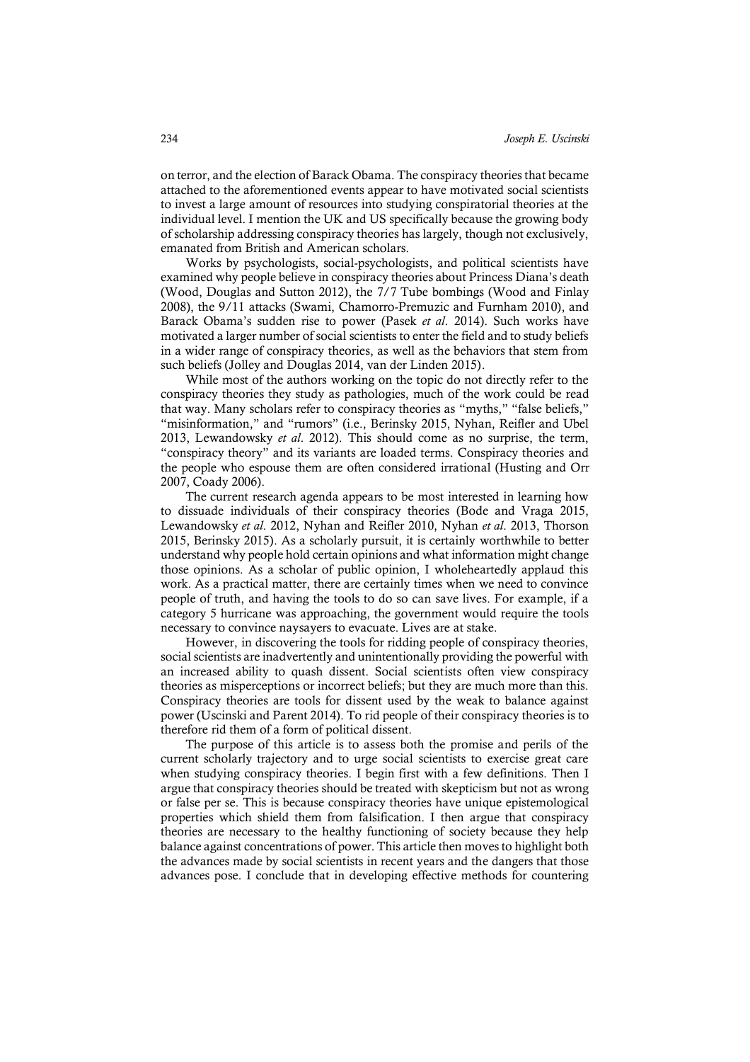on terror, and the election of Barack Obama. The conspiracy theories that became attached to the aforementioned events appear to have motivated social scientists to invest a large amount of resources into studying conspiratorial theories at the individual level. I mention the UK and US specifically because the growing body of scholarship addressing conspiracy theories has largely, though not exclusively, emanated from British and American scholars.

Works by psychologists, social-psychologists, and political scientists have examined why people believe in conspiracy theories about Princess Diana's death (Wood, Douglas and Sutton 2012), the 7/7 Tube bombings (Wood and Finlay 2008), the 9/11 attacks (Swami, Chamorro-Premuzic and Furnham 2010), and Barack Obama's sudden rise to power (Pasek *et al*. 2014). Such works have motivated a larger number of social scientists to enter the field and to study beliefs in a wider range of conspiracy theories, as well as the behaviors that stem from such beliefs (Jolley and Douglas 2014, van der Linden 2015).

While most of the authors working on the topic do not directly refer to the conspiracy theories they study as pathologies, much of the work could be read that way. Many scholars refer to conspiracy theories as "myths," "false beliefs," "misinformation," and "rumors" (i.e., Berinsky 2015, Nyhan, Reifler and Ubel 2013, Lewandowsky *et al*. 2012). This should come as no surprise, the term, "conspiracy theory" and its variants are loaded terms. Conspiracy theories and the people who espouse them are often considered irrational (Husting and Orr 2007, Coady 2006).

The current research agenda appears to be most interested in learning how to dissuade individuals of their conspiracy theories (Bode and Vraga 2015, Lewandowsky *et al*. 2012, Nyhan and Reifler 2010, Nyhan *et al*. 2013, Thorson 2015, Berinsky 2015). As a scholarly pursuit, it is certainly worthwhile to better understand why people hold certain opinions and what information might change those opinions. As a scholar of public opinion, I wholeheartedly applaud this work. As a practical matter, there are certainly times when we need to convince people of truth, and having the tools to do so can save lives. For example, if a category 5 hurricane was approaching, the government would require the tools necessary to convince naysayers to evacuate. Lives are at stake.

However, in discovering the tools for ridding people of conspiracy theories, social scientists are inadvertently and unintentionally providing the powerful with an increased ability to quash dissent. Social scientists often view conspiracy theories as misperceptions or incorrect beliefs; but they are much more than this. Conspiracy theories are tools for dissent used by the weak to balance against power (Uscinski and Parent 2014). To rid people of their conspiracy theories is to therefore rid them of a form of political dissent.

The purpose of this article is to assess both the promise and perils of the current scholarly trajectory and to urge social scientists to exercise great care when studying conspiracy theories. I begin first with a few definitions. Then I argue that conspiracy theories should be treated with skepticism but not as wrong or false per se. This is because conspiracy theories have unique epistemological properties which shield them from falsification. I then argue that conspiracy theories are necessary to the healthy functioning of society because they help balance against concentrations of power. This article then moves to highlight both the advances made by social scientists in recent years and the dangers that those advances pose. I conclude that in developing effective methods for countering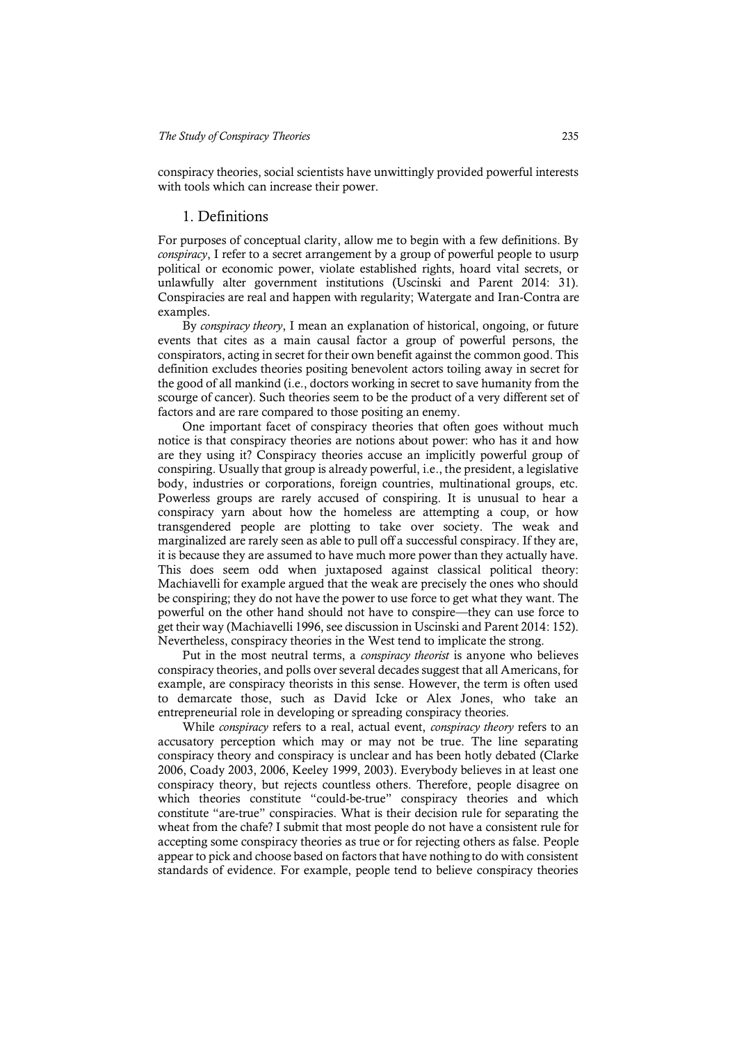conspiracy theories, social scientists have unwittingly provided powerful interests with tools which can increase their power.

## 1. Definitions

For purposes of conceptual clarity, allow me to begin with a few definitions. By *conspiracy*, I refer to a secret arrangement by a group of powerful people to usurp political or economic power, violate established rights, hoard vital secrets, or unlawfully alter government institutions (Uscinski and Parent 2014: 31). Conspiracies are real and happen with regularity; Watergate and Iran-Contra are examples.

By *conspiracy theory*, I mean an explanation of historical, ongoing, or future events that cites as a main causal factor a group of powerful persons, the conspirators, acting in secret for their own benefit against the common good. This definition excludes theories positing benevolent actors toiling away in secret for the good of all mankind (i.e., doctors working in secret to save humanity from the scourge of cancer). Such theories seem to be the product of a very different set of factors and are rare compared to those positing an enemy.

One important facet of conspiracy theories that often goes without much notice is that conspiracy theories are notions about power: who has it and how are they using it? Conspiracy theories accuse an implicitly powerful group of conspiring. Usually that group is already powerful, i.e., the president, a legislative body, industries or corporations, foreign countries, multinational groups, etc. Powerless groups are rarely accused of conspiring. It is unusual to hear a conspiracy yarn about how the homeless are attempting a coup, or how transgendered people are plotting to take over society. The weak and marginalized are rarely seen as able to pull off a successful conspiracy. If they are, it is because they are assumed to have much more power than they actually have. This does seem odd when juxtaposed against classical political theory: Machiavelli for example argued that the weak are precisely the ones who should be conspiring; they do not have the power to use force to get what they want. The powerful on the other hand should not have to conspire—they can use force to get their way (Machiavelli 1996, see discussion in Uscinski and Parent 2014: 152). Nevertheless, conspiracy theories in the West tend to implicate the strong.

Put in the most neutral terms, a *conspiracy theorist* is anyone who believes conspiracy theories, and polls over several decades suggest that all Americans, for example, are conspiracy theorists in this sense. However, the term is often used to demarcate those, such as David Icke or Alex Jones, who take an entrepreneurial role in developing or spreading conspiracy theories.

While *conspiracy* refers to a real, actual event, *conspiracy theory* refers to an accusatory perception which may or may not be true. The line separating conspiracy theory and conspiracy is unclear and has been hotly debated (Clarke 2006, Coady 2003, 2006, Keeley 1999, 2003). Everybody believes in at least one conspiracy theory, but rejects countless others. Therefore, people disagree on which theories constitute "could-be-true" conspiracy theories and which constitute "are-true" conspiracies. What is their decision rule for separating the wheat from the chafe? I submit that most people do not have a consistent rule for accepting some conspiracy theories as true or for rejecting others as false. People appear to pick and choose based on factors that have nothing to do with consistent standards of evidence. For example, people tend to believe conspiracy theories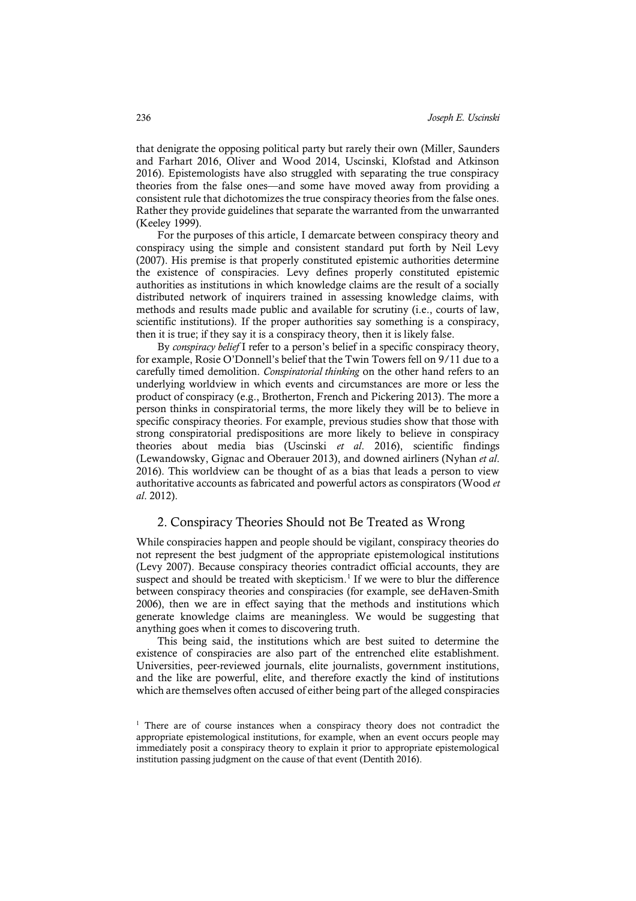that denigrate the opposing political party but rarely their own (Miller, Saunders and Farhart 2016, Oliver and Wood 2014, Uscinski, Klofstad and Atkinson 2016). Epistemologists have also struggled with separating the true conspiracy theories from the false ones—and some have moved away from providing a consistent rule that dichotomizes the true conspiracy theories from the false ones. Rather they provide guidelines that separate the warranted from the unwarranted (Keeley 1999).

For the purposes of this article, I demarcate between conspiracy theory and conspiracy using the simple and consistent standard put forth by Neil Levy (2007). His premise is that properly constituted epistemic authorities determine the existence of conspiracies. Levy defines properly constituted epistemic authorities as institutions in which knowledge claims are the result of a socially distributed network of inquirers trained in assessing knowledge claims, with methods and results made public and available for scrutiny (i.e., courts of law, scientific institutions). If the proper authorities say something is a conspiracy, then it is true; if they say it is a conspiracy theory, then it is likely false.

By *conspiracy belief* I refer to a person's belief in a specific conspiracy theory, for example, Rosie O'Donnell's belief that the Twin Towers fell on 9/11 due to a carefully timed demolition. *Conspiratorial thinking* on the other hand refers to an underlying worldview in which events and circumstances are more or less the product of conspiracy (e.g., Brotherton, French and Pickering 2013). The more a person thinks in conspiratorial terms, the more likely they will be to believe in specific conspiracy theories. For example, previous studies show that those with strong conspiratorial predispositions are more likely to believe in conspiracy theories about media bias (Uscinski *et al*. 2016), scientific findings (Lewandowsky, Gignac and Oberauer 2013), and downed airliners (Nyhan *et al*. 2016). This worldview can be thought of as a bias that leads a person to view authoritative accounts as fabricated and powerful actors as conspirators (Wood *et al*. 2012).

## 2. Conspiracy Theories Should not Be Treated as Wrong

While conspiracies happen and people should be vigilant, conspiracy theories do not represent the best judgment of the appropriate epistemological institutions (Levy 2007). Because conspiracy theories contradict official accounts, they are suspect and should be treated with skepticism.[1] If we were to blur the difference between conspiracy theories and conspiracies (for example, see deHaven-Smith 2006), then we are in effect saying that the methods and institutions which generate knowledge claims are meaningless. We would be suggesting that anything goes when it comes to discovering truth.

This being said, the institutions which are best suited to determine the existence of conspiracies are also part of the entrenched elite establishment. Universities, peer-reviewed journals, elite journalists, government institutions, and the like are powerful, elite, and therefore exactly the kind of institutions which are themselves often accused of either being part of the alleged conspiracies

[1] There are of course instances when a conspiracy theory does not contradict the appropriate epistemological institutions, for example, when an event occurs people may immediately posit a conspiracy theory to explain it prior to appropriate epistemological institution passing judgment on the cause of that event (Dentith 2016).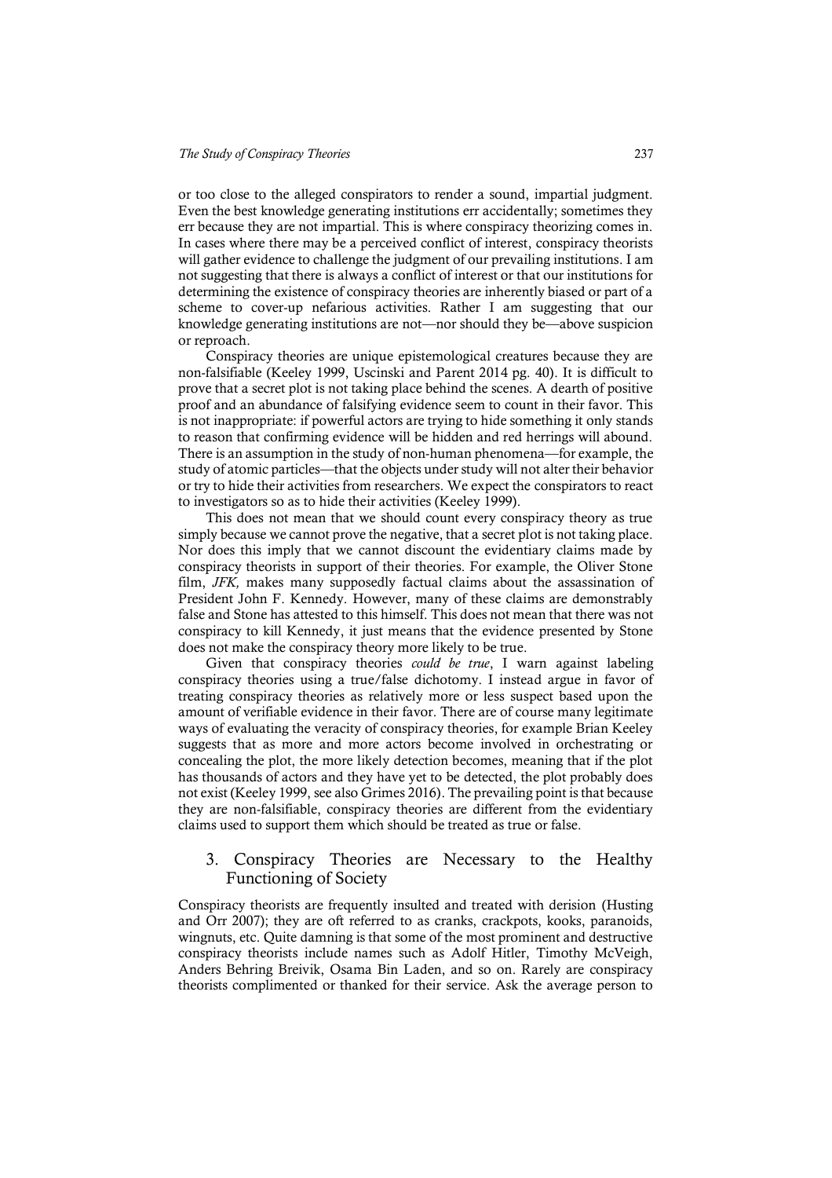or too close to the alleged conspirators to render a sound, impartial judgment. Even the best knowledge generating institutions err accidentally; sometimes they err because they are not impartial. This is where conspiracy theorizing comes in. In cases where there may be a perceived conflict of interest, conspiracy theorists will gather evidence to challenge the judgment of our prevailing institutions. I am not suggesting that there is always a conflict of interest or that our institutions for determining the existence of conspiracy theories are inherently biased or part of a scheme to cover-up nefarious activities. Rather I am suggesting that our knowledge generating institutions are not—nor should they be—above suspicion or reproach.

Conspiracy theories are unique epistemological creatures because they are non-falsifiable (Keeley 1999, Uscinski and Parent 2014 pg. 40). It is difficult to prove that a secret plot is not taking place behind the scenes. A dearth of positive proof and an abundance of falsifying evidence seem to count in their favor. This is not inappropriate: if powerful actors are trying to hide something it only stands to reason that confirming evidence will be hidden and red herrings will abound. There is an assumption in the study of non-human phenomena—for example, the study of atomic particles—that the objects under study will not alter their behavior or try to hide their activities from researchers. We expect the conspirators to react to investigators so as to hide their activities (Keeley 1999).

This does not mean that we should count every conspiracy theory as true simply because we cannot prove the negative, that a secret plot is not taking place. Nor does this imply that we cannot discount the evidentiary claims made by conspiracy theorists in support of their theories. For example, the Oliver Stone film, *JFK,* makes many supposedly factual claims about the assassination of President John F. Kennedy. However, many of these claims are demonstrably false and Stone has attested to this himself. This does not mean that there was not conspiracy to kill Kennedy, it just means that the evidence presented by Stone does not make the conspiracy theory more likely to be true.

Given that conspiracy theories *could be true*, I warn against labeling conspiracy theories using a true/false dichotomy. I instead argue in favor of treating conspiracy theories as relatively more or less suspect based upon the amount of verifiable evidence in their favor. There are of course many legitimate ways of evaluating the veracity of conspiracy theories, for example Brian Keeley suggests that as more and more actors become involved in orchestrating or concealing the plot, the more likely detection becomes, meaning that if the plot has thousands of actors and they have yet to be detected, the plot probably does not exist (Keeley 1999, see also Grimes 2016). The prevailing point is that because they are non-falsifiable, conspiracy theories are different from the evidentiary claims used to support them which should be treated as true or false.

## 3. Conspiracy Theories are Necessary to the Healthy Functioning of Society

Conspiracy theorists are frequently insulted and treated with derision (Husting and Orr 2007); they are oft referred to as cranks, crackpots, kooks, paranoids, wingnuts, etc. Quite damning is that some of the most prominent and destructive conspiracy theorists include names such as Adolf Hitler, Timothy McVeigh, Anders Behring Breivik, Osama Bin Laden, and so on. Rarely are conspiracy theorists complimented or thanked for their service. Ask the average person to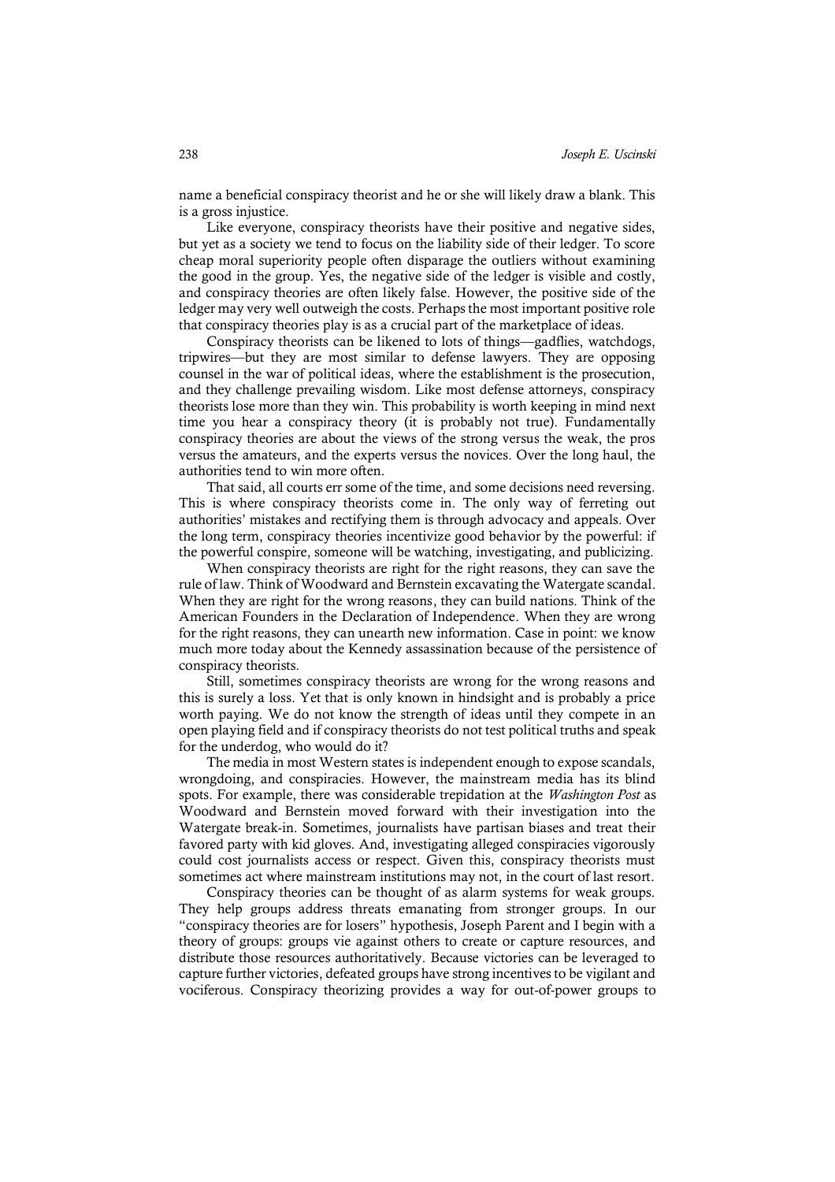name a beneficial conspiracy theorist and he or she will likely draw a blank. This is a gross injustice.

Like everyone, conspiracy theorists have their positive and negative sides, but yet as a society we tend to focus on the liability side of their ledger. To score cheap moral superiority people often disparage the outliers without examining the good in the group. Yes, the negative side of the ledger is visible and costly, and conspiracy theories are often likely false. However, the positive side of the ledger may very well outweigh the costs. Perhaps the most important positive role that conspiracy theories play is as a crucial part of the marketplace of ideas.

Conspiracy theorists can be likened to lots of things—gadflies, watchdogs, tripwires—but they are most similar to defense lawyers. They are opposing counsel in the war of political ideas, where the establishment is the prosecution, and they challenge prevailing wisdom. Like most defense attorneys, conspiracy theorists lose more than they win. This probability is worth keeping in mind next time you hear a conspiracy theory (it is probably not true). Fundamentally conspiracy theories are about the views of the strong versus the weak, the pros versus the amateurs, and the experts versus the novices. Over the long haul, the authorities tend to win more often.

That said, all courts err some of the time, and some decisions need reversing. This is where conspiracy theorists come in. The only way of ferreting out authorities' mistakes and rectifying them is through advocacy and appeals. Over the long term, conspiracy theories incentivize good behavior by the powerful: if the powerful conspire, someone will be watching, investigating, and publicizing.

When conspiracy theorists are right for the right reasons, they can save the rule of law. Think of Woodward and Bernstein excavating the Watergate scandal. When they are right for the wrong reasons, they can build nations. Think of the American Founders in the Declaration of Independence. When they are wrong for the right reasons, they can unearth new information. Case in point: we know much more today about the Kennedy assassination because of the persistence of conspiracy theorists.

Still, sometimes conspiracy theorists are wrong for the wrong reasons and this is surely a loss. Yet that is only known in hindsight and is probably a price worth paying. We do not know the strength of ideas until they compete in an open playing field and if conspiracy theorists do not test political truths and speak for the underdog, who would do it?

The media in most Western states is independent enough to expose scandals, wrongdoing, and conspiracies. However, the mainstream media has its blind spots. For example, there was considerable trepidation at the *Washington Post* as Woodward and Bernstein moved forward with their investigation into the Watergate break-in. Sometimes, journalists have partisan biases and treat their favored party with kid gloves. And, investigating alleged conspiracies vigorously could cost journalists access or respect. Given this, conspiracy theorists must sometimes act where mainstream institutions may not, in the court of last resort.

Conspiracy theories can be thought of as alarm systems for weak groups. They help groups address threats emanating from stronger groups. In our "conspiracy theories are for losers" hypothesis, Joseph Parent and I begin with a theory of groups: groups vie against others to create or capture resources, and distribute those resources authoritatively. Because victories can be leveraged to capture further victories, defeated groups have strong incentives to be vigilant and vociferous. Conspiracy theorizing provides a way for out-of-power groups to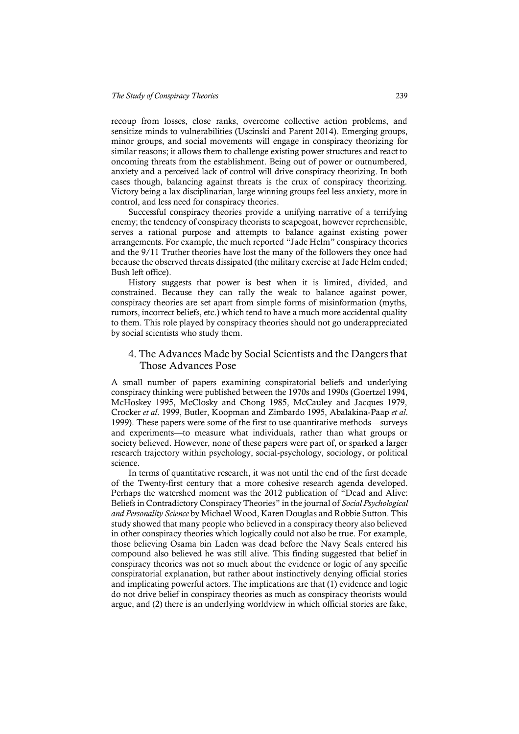recoup from losses, close ranks, overcome collective action problems, and sensitize minds to vulnerabilities (Uscinski and Parent 2014). Emerging groups, minor groups, and social movements will engage in conspiracy theorizing for similar reasons; it allows them to challenge existing power structures and react to oncoming threats from the establishment. Being out of power or outnumbered, anxiety and a perceived lack of control will drive conspiracy theorizing. In both cases though, balancing against threats is the crux of conspiracy theorizing. Victory being a lax disciplinarian, large winning groups feel less anxiety, more in control, and less need for conspiracy theories.

Successful conspiracy theories provide a unifying narrative of a terrifying enemy; the tendency of conspiracy theorists to scapegoat, however reprehensible, serves a rational purpose and attempts to balance against existing power arrangements. For example, the much reported "Jade Helm" conspiracy theories and the 9/11 Truther theories have lost the many of the followers they once had because the observed threats dissipated (the military exercise at Jade Helm ended; Bush left office).

History suggests that power is best when it is limited, divided, and constrained. Because they can rally the weak to balance against power, conspiracy theories are set apart from simple forms of misinformation (myths, rumors, incorrect beliefs, etc.) which tend to have a much more accidental quality to them. This role played by conspiracy theories should not go underappreciated by social scientists who study them.

## 4. The Advances Made by Social Scientists and the Dangers that Those Advances Pose

A small number of papers examining conspiratorial beliefs and underlying conspiracy thinking were published between the 1970s and 1990s (Goertzel 1994, McHoskey 1995, McClosky and Chong 1985, McCauley and Jacques 1979, Crocker *et al*. 1999, Butler, Koopman and Zimbardo 1995, Abalakina-Paap *et al*. 1999). These papers were some of the first to use quantitative methods—surveys and experiments—to measure what individuals, rather than what groups or society believed. However, none of these papers were part of, or sparked a larger research trajectory within psychology, social-psychology, sociology, or political science.

In terms of quantitative research, it was not until the end of the first decade of the Twenty-first century that a more cohesive research agenda developed. Perhaps the watershed moment was the 2012 publication of "Dead and Alive: Beliefs in Contradictory Conspiracy Theories" in the journal of *Social Psychological and Personality Science* by Michael Wood, Karen Douglas and Robbie Sutton. This study showed that many people who believed in a conspiracy theory also believed in other conspiracy theories which logically could not also be true. For example, those believing Osama bin Laden was dead before the Navy Seals entered his compound also believed he was still alive. This finding suggested that belief in conspiracy theories was not so much about the evidence or logic of any specific conspiratorial explanation, but rather about instinctively denying official stories and implicating powerful actors. The implications are that (1) evidence and logic do not drive belief in conspiracy theories as much as conspiracy theorists would argue, and (2) there is an underlying worldview in which official stories are fake,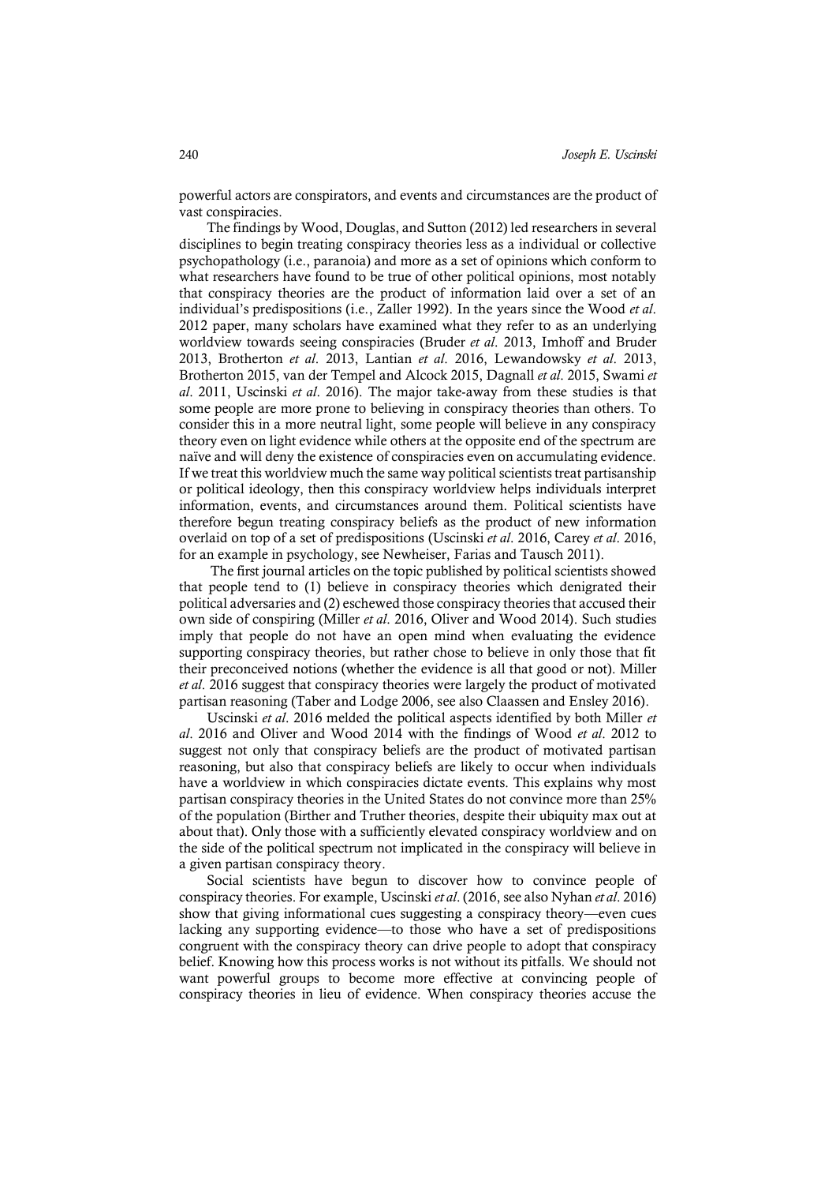powerful actors are conspirators, and events and circumstances are the product of vast conspiracies.

The findings by Wood, Douglas, and Sutton (2012) led researchers in several disciplines to begin treating conspiracy theories less as a individual or collective psychopathology (i.e., paranoia) and more as a set of opinions which conform to what researchers have found to be true of other political opinions, most notably that conspiracy theories are the product of information laid over a set of an individual's predispositions (i.e., Zaller 1992). In the years since the Wood *et al*. 2012 paper, many scholars have examined what they refer to as an underlying worldview towards seeing conspiracies (Bruder *et al*. 2013, Imhoff and Bruder 2013, Brotherton *et al*. 2013, Lantian *et al*. 2016, Lewandowsky *et al*. 2013, Brotherton 2015, van der Tempel and Alcock 2015, Dagnall *et al*. 2015, Swami *et al*. 2011, Uscinski *et al*. 2016). The major take-away from these studies is that some people are more prone to believing in conspiracy theories than others. To consider this in a more neutral light, some people will believe in any conspiracy theory even on light evidence while others at the opposite end of the spectrum are naïve and will deny the existence of conspiracies even on accumulating evidence. If we treat this worldview much the same way political scientists treat partisanship or political ideology, then this conspiracy worldview helps individuals interpret information, events, and circumstances around them. Political scientists have therefore begun treating conspiracy beliefs as the product of new information overlaid on top of a set of predispositions (Uscinski *et al*. 2016, Carey *et al*. 2016, for an example in psychology, see Newheiser, Farias and Tausch 2011).

The first journal articles on the topic published by political scientists showed that people tend to (1) believe in conspiracy theories which denigrated their political adversaries and (2) eschewed those conspiracy theories that accused their own side of conspiring (Miller *et al*. 2016, Oliver and Wood 2014). Such studies imply that people do not have an open mind when evaluating the evidence supporting conspiracy theories, but rather chose to believe in only those that fit their preconceived notions (whether the evidence is all that good or not). Miller *et al*. 2016 suggest that conspiracy theories were largely the product of motivated partisan reasoning (Taber and Lodge 2006, see also Claassen and Ensley 2016).

Uscinski *et al*. 2016 melded the political aspects identified by both Miller *et al*. 2016 and Oliver and Wood 2014 with the findings of Wood *et al*. 2012 to suggest not only that conspiracy beliefs are the product of motivated partisan reasoning, but also that conspiracy beliefs are likely to occur when individuals have a worldview in which conspiracies dictate events. This explains why most partisan conspiracy theories in the United States do not convince more than 25% of the population (Birther and Truther theories, despite their ubiquity max out at about that). Only those with a sufficiently elevated conspiracy worldview and on the side of the political spectrum not implicated in the conspiracy will believe in a given partisan conspiracy theory.

Social scientists have begun to discover how to convince people of conspiracy theories. For example, Uscinski *et al*. (2016, see also Nyhan *et al*. 2016) show that giving informational cues suggesting a conspiracy theory—even cues lacking any supporting evidence—to those who have a set of predispositions congruent with the conspiracy theory can drive people to adopt that conspiracy belief. Knowing how this process works is not without its pitfalls. We should not want powerful groups to become more effective at convincing people of conspiracy theories in lieu of evidence. When conspiracy theories accuse the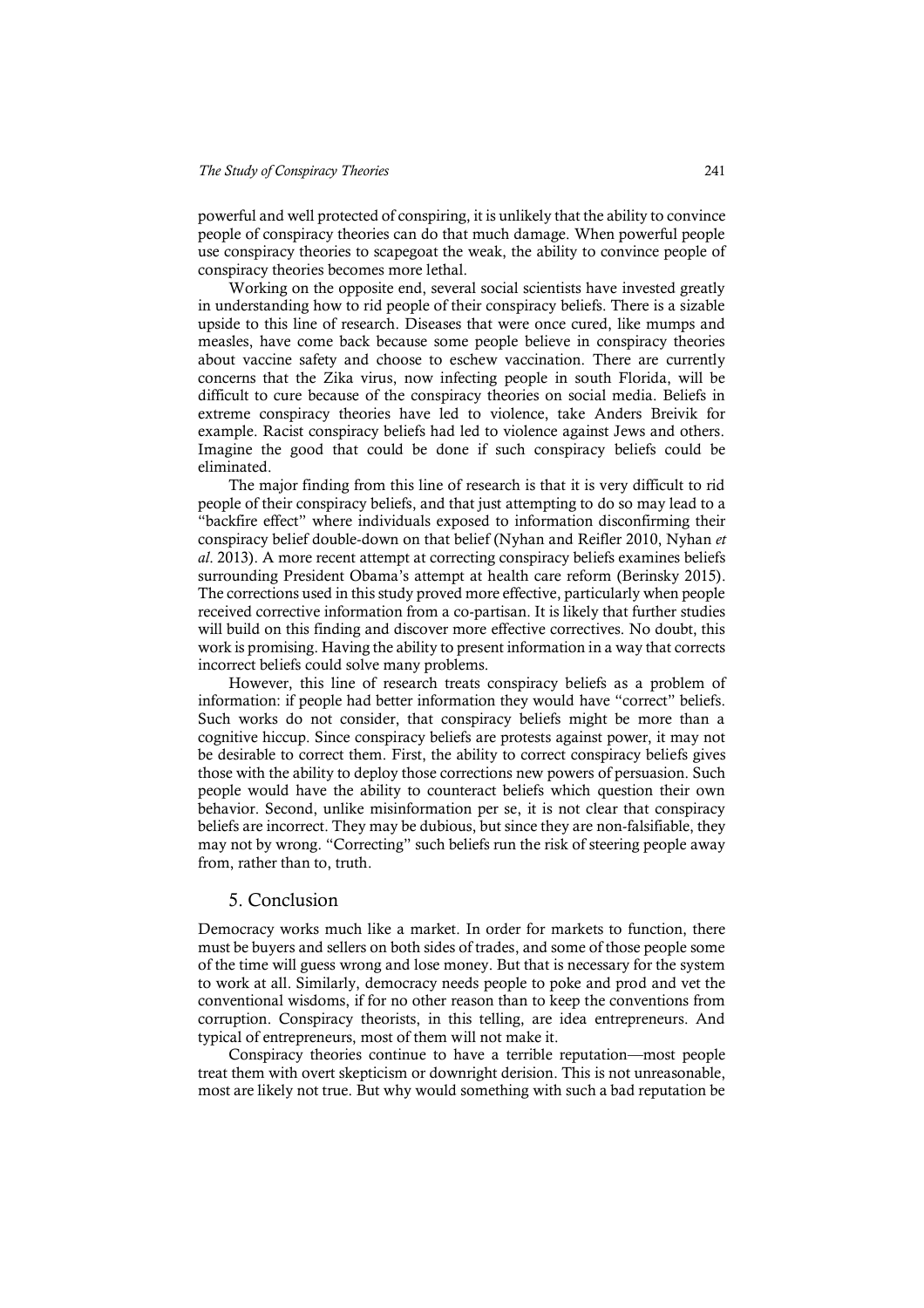powerful and well protected of conspiring, it is unlikely that the ability to convince people of conspiracy theories can do that much damage. When powerful people use conspiracy theories to scapegoat the weak, the ability to convince people of conspiracy theories becomes more lethal.

Working on the opposite end, several social scientists have invested greatly in understanding how to rid people of their conspiracy beliefs. There is a sizable upside to this line of research. Diseases that were once cured, like mumps and measles, have come back because some people believe in conspiracy theories about vaccine safety and choose to eschew vaccination. There are currently concerns that the Zika virus, now infecting people in south Florida, will be difficult to cure because of the conspiracy theories on social media. Beliefs in extreme conspiracy theories have led to violence, take Anders Breivik for example. Racist conspiracy beliefs had led to violence against Jews and others. Imagine the good that could be done if such conspiracy beliefs could be eliminated.

The major finding from this line of research is that it is very difficult to rid people of their conspiracy beliefs, and that just attempting to do so may lead to a "backfire effect" where individuals exposed to information disconfirming their conspiracy belief double-down on that belief (Nyhan and Reifler 2010, Nyhan *et al*. 2013). A more recent attempt at correcting conspiracy beliefs examines beliefs surrounding President Obama's attempt at health care reform (Berinsky 2015). The corrections used in this study proved more effective, particularly when people received corrective information from a co-partisan. It is likely that further studies will build on this finding and discover more effective correctives. No doubt, this work is promising. Having the ability to present information in a way that corrects incorrect beliefs could solve many problems.

However, this line of research treats conspiracy beliefs as a problem of information: if people had better information they would have "correct" beliefs. Such works do not consider, that conspiracy beliefs might be more than a cognitive hiccup. Since conspiracy beliefs are protests against power, it may not be desirable to correct them. First, the ability to correct conspiracy beliefs gives those with the ability to deploy those corrections new powers of persuasion. Such people would have the ability to counteract beliefs which question their own behavior. Second, unlike misinformation per se, it is not clear that conspiracy beliefs are incorrect. They may be dubious, but since they are non-falsifiable, they may not by wrong. "Correcting" such beliefs run the risk of steering people away from, rather than to, truth.

## 5. Conclusion

Democracy works much like a market. In order for markets to function, there must be buyers and sellers on both sides of trades, and some of those people some of the time will guess wrong and lose money. But that is necessary for the system to work at all. Similarly, democracy needs people to poke and prod and vet the conventional wisdoms, if for no other reason than to keep the conventions from corruption. Conspiracy theorists, in this telling, are idea entrepreneurs. And typical of entrepreneurs, most of them will not make it.

Conspiracy theories continue to have a terrible reputation—most people treat them with overt skepticism or downright derision. This is not unreasonable, most are likely not true. But why would something with such a bad reputation be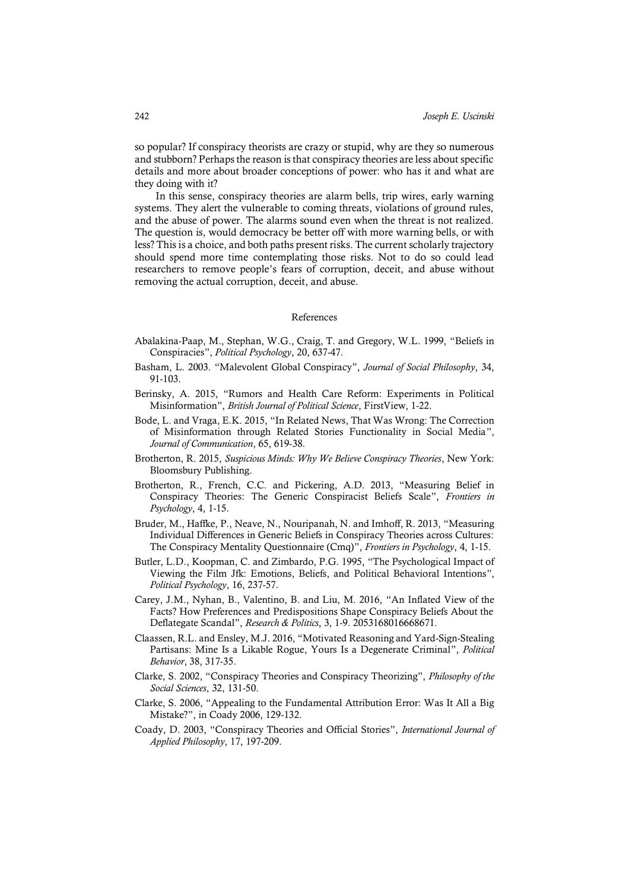so popular? If conspiracy theorists are crazy or stupid, why are they so numerous and stubborn? Perhaps the reason is that conspiracy theories are less about specific details and more about broader conceptions of power: who has it and what are they doing with it?

In this sense, conspiracy theories are alarm bells, trip wires, early warning systems. They alert the vulnerable to coming threats, violations of ground rules, and the abuse of power. The alarms sound even when the threat is not realized. The question is, would democracy be better off with more warning bells, or with less? This is a choice, and both paths present risks. The current scholarly trajectory should spend more time contemplating those risks. Not to do so could lead researchers to remove people's fears of corruption, deceit, and abuse without removing the actual corruption, deceit, and abuse.

## References

Abalakina-Paap, M., Stephan, W.G., Craig, T. and Gregory, W.L. 1999, "Beliefs in Conspiracies", *Political Psychology*, 20, 637-47.

Basham, L. 2003. "Malevolent Global Conspiracy", *Journal of Social Philosophy*, 34, 91-103.

Berinsky, A. 2015, "Rumors and Health Care Reform: Experiments in Political Misinformation", *British Journal of Political Science*, FirstView, 1-22.

Bode, L. and Vraga, E.K. 2015, "In Related News, That Was Wrong: The Correction of Misinformation through Related Stories Functionality in Social Media", *Journal of Communication*, 65, 619-38.

Brotherton, R. 2015, *Suspicious Minds: Why We Believe Conspiracy Theories*, New York: Bloomsbury Publishing.

Brotherton, R., French, C.C. and Pickering, A.D. 2013, "Measuring Belief in Conspiracy Theories: The Generic Conspiracist Beliefs Scale", *Frontiers in Psychology*, 4, 1-15.

Bruder, M., Haffke, P., Neave, N., Nouripanah, N. and Imhoff, R. 2013, "Measuring Individual Differences in Generic Beliefs in Conspiracy Theories across Cultures: The Conspiracy Mentality Questionnaire (Cmq)", *Frontiers in Psychology*, 4, 1-15.

Butler, L.D., Koopman, C. and Zimbardo, P.G. 1995, "The Psychological Impact of Viewing the Film Jfk: Emotions, Beliefs, and Political Behavioral Intentions", *Political Psychology*, 16, 237-57.

Carey, J.M., Nyhan, B., Valentino, B. and Liu, M. 2016, "An Inflated View of the Facts? How Preferences and Predispositions Shape Conspiracy Beliefs About the Deflategate Scandal", *Research & Politics*, 3, 1-9. 2053168016668671.

Claassen, R.L. and Ensley, M.J. 2016, "Motivated Reasoning and Yard-Sign-Stealing Partisans: Mine Is a Likable Rogue, Yours Is a Degenerate Criminal", *Political Behavior*, 38, 317-35.

Clarke, S. 2002, "Conspiracy Theories and Conspiracy Theorizing", *Philosophy of the Social Sciences*, 32, 131-50.

Clarke, S. 2006, "Appealing to the Fundamental Attribution Error: Was It All a Big Mistake?", in Coady 2006, 129-132.

Coady, D. 2003, "Conspiracy Theories and Official Stories", *International Journal of Applied Philosophy*, 17, 197-209.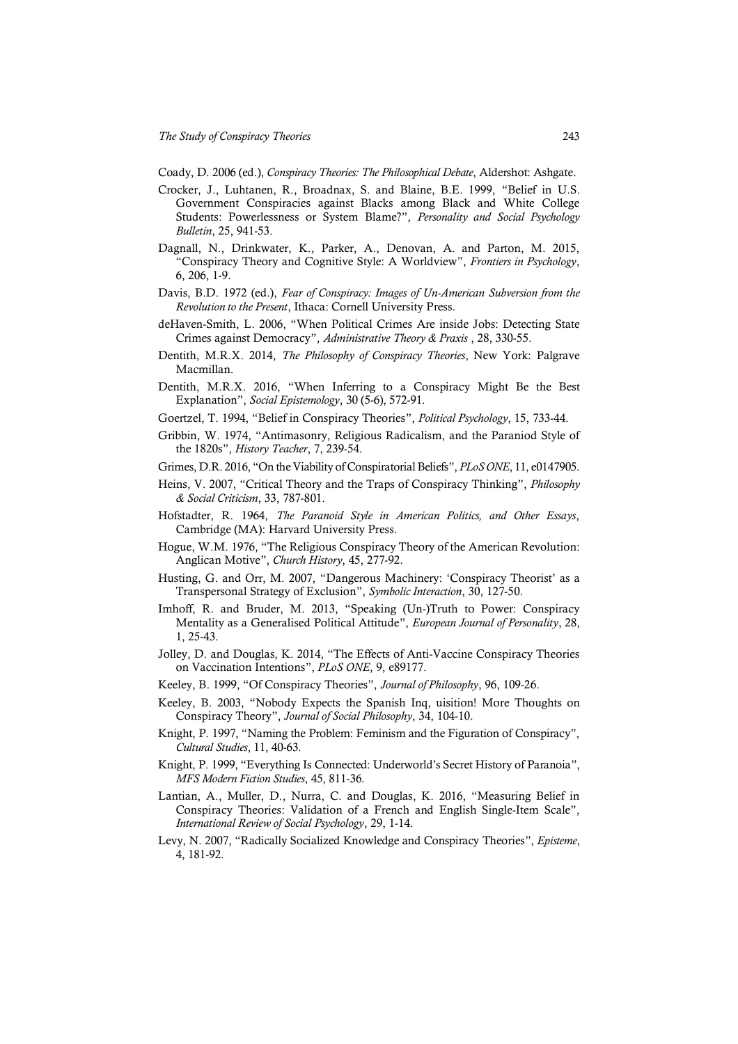Coady, D. 2006 (ed.), *Conspiracy Theories: The Philosophical Debate*, Aldershot: Ashgate.

Crocker, J., Luhtanen, R., Broadnax, S. and Blaine, B.E. 1999, "Belief in U.S. Government Conspiracies against Blacks among Black and White College Students: Powerlessness or System Blame?", *Personality and Social Psychology Bulletin*, 25, 941-53.

Dagnall, N., Drinkwater, K., Parker, A., Denovan, A. and Parton, M. 2015, "Conspiracy Theory and Cognitive Style: A Worldview", *Frontiers in Psychology*, 6, 206, 1-9.

Davis, B.D. 1972 (ed.), *Fear of Conspiracy: Images of Un-American Subversion from the Revolution to the Present*, Ithaca: Cornell University Press.

deHaven-Smith, L. 2006, "When Political Crimes Are inside Jobs: Detecting State Crimes against Democracy", *Administrative Theory & Praxis* , 28, 330-55.

Dentith, M.R.X. 2014, *The Philosophy of Conspiracy Theories*, New York: Palgrave Macmillan.

Dentith, M.R.X. 2016, "When Inferring to a Conspiracy Might Be the Best Explanation", *Social Epistemology*, 30 (5-6), 572-91.

Goertzel, T. 1994, "Belief in Conspiracy Theories", *Political Psychology*, 15, 733-44.

Gribbin, W. 1974, "Antimasonry, Religious Radicalism, and the Paraniod Style of the 1820s", *History Teacher*, 7, 239-54.

Grimes, D.R. 2016, "On the Viability of Conspiratorial Beliefs", *PLoS ONE*, 11, e0147905.

Heins, V. 2007, "Critical Theory and the Traps of Conspiracy Thinking", *Philosophy & Social Criticism*, 33, 787-801.

Hofstadter, R. 1964, *The Paranoid Style in American Politics, and Other Essays*, Cambridge (MA): Harvard University Press.

Hogue, W.M. 1976, "The Religious Conspiracy Theory of the American Revolution: Anglican Motive", *Church History*, 45, 277-92.

Husting, G. and Orr, M. 2007, "Dangerous Machinery: 'Conspiracy Theorist' as a Transpersonal Strategy of Exclusion", *Symbolic Interaction*, 30, 127-50.

Imhoff, R. and Bruder, M. 2013, "Speaking (Un-)Truth to Power: Conspiracy Mentality as a Generalised Political Attitude", *European Journal of Personality*, 28, 1, 25-43.

Jolley, D. and Douglas, K. 2014, "The Effects of Anti-Vaccine Conspiracy Theories on Vaccination Intentions", *PLoS ONE*, 9, e89177.

Keeley, B. 1999, "Of Conspiracy Theories", *Journal of Philosophy*, 96, 109-26.

Keeley, B. 2003, "Nobody Expects the Spanish Inq, uisition! More Thoughts on Conspiracy Theory", *Journal of Social Philosophy*, 34, 104-10.

Knight, P. 1997, "Naming the Problem: Feminism and the Figuration of Conspiracy", *Cultural Studies*, 11, 40-63.

Knight, P. 1999, "Everything Is Connected: Underworld's Secret History of Paranoia", *MFS Modern Fiction Studies*, 45, 811-36.

Lantian, A., Muller, D., Nurra, C. and Douglas, K. 2016, "Measuring Belief in Conspiracy Theories: Validation of a French and English Single-Item Scale", *International Review of Social Psychology*, 29, 1-14.

Levy, N. 2007, "Radically Socialized Knowledge and Conspiracy Theories", *Episteme*, 4, 181-92.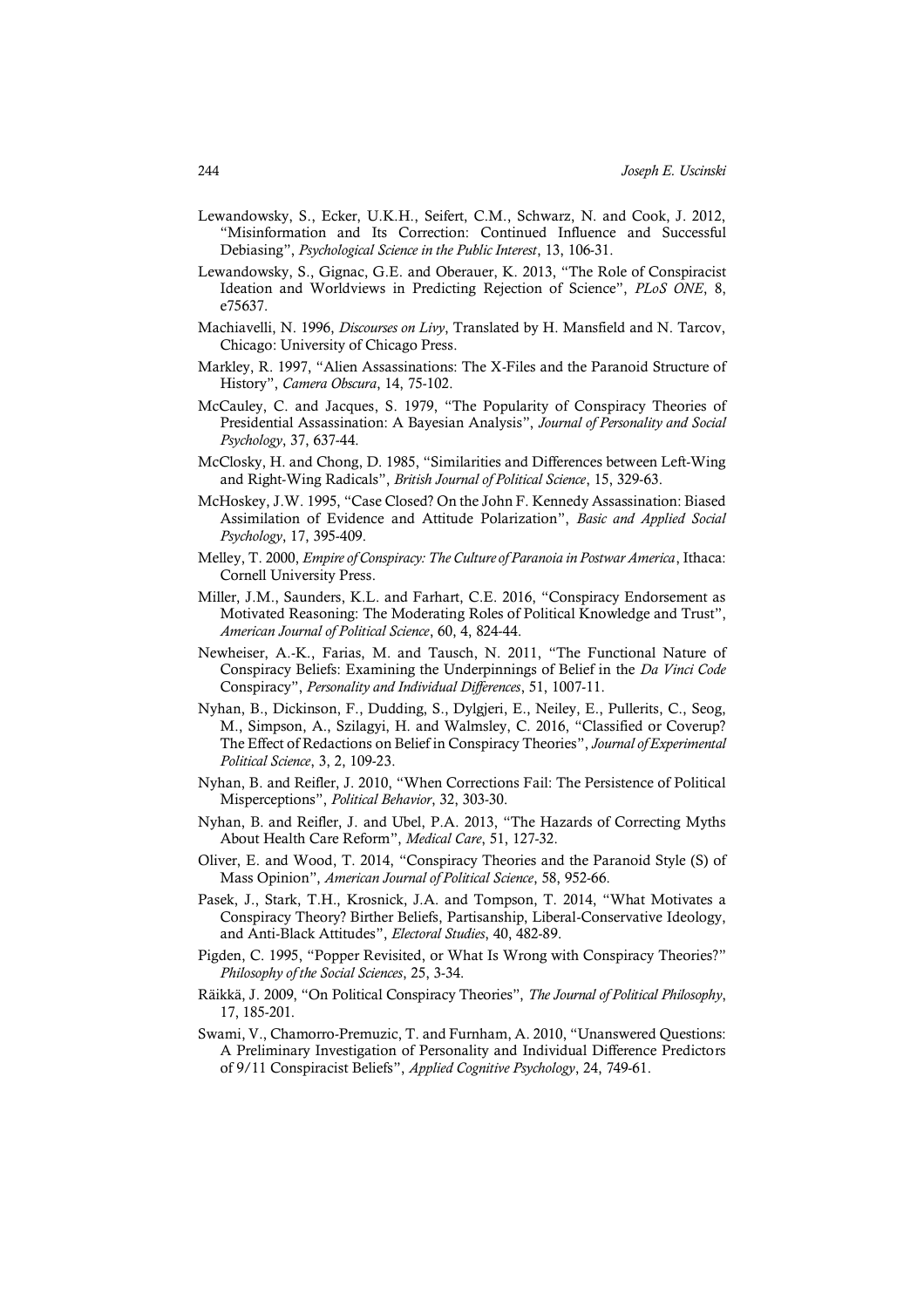Lewandowsky, S., Ecker, U.K.H., Seifert, C.M., Schwarz, N. and Cook, J. 2012, "Misinformation and Its Correction: Continued Influence and Successful Debiasing", *Psychological Science in the Public Interest*, 13, 106-31.

Lewandowsky, S., Gignac, G.E. and Oberauer, K. 2013, "The Role of Conspiracist Ideation and Worldviews in Predicting Rejection of Science", *PLoS ONE*, 8, e75637.

Machiavelli, N. 1996, *Discourses on Livy*, Translated by H. Mansfield and N. Tarcov, Chicago: University of Chicago Press.

Markley, R. 1997, "Alien Assassinations: The X-Files and the Paranoid Structure of History", *Camera Obscura*, 14, 75-102.

McCauley, C. and Jacques, S. 1979, "The Popularity of Conspiracy Theories of Presidential Assassination: A Bayesian Analysis", *Journal of Personality and Social Psychology*, 37, 637-44.

McClosky, H. and Chong, D. 1985, "Similarities and Differences between Left-Wing and Right-Wing Radicals", *British Journal of Political Science*, 15, 329-63.

McHoskey, J.W. 1995, "Case Closed? On the John F. Kennedy Assassination: Biased Assimilation of Evidence and Attitude Polarization", *Basic and Applied Social Psychology*, 17, 395-409.

Melley, T. 2000, *Empire of Conspiracy: The Culture of Paranoia in Postwar America*, Ithaca: Cornell University Press.

Miller, J.M., Saunders, K.L. and Farhart, C.E. 2016, "Conspiracy Endorsement as Motivated Reasoning: The Moderating Roles of Political Knowledge and Trust", *American Journal of Political Science*, 60, 4, 824-44.

Newheiser, A.-K., Farias, M. and Tausch, N. 2011, "The Functional Nature of Conspiracy Beliefs: Examining the Underpinnings of Belief in the *Da Vinci Code* Conspiracy", *Personality and Individual Differences*, 51, 1007-11.

Nyhan, B., Dickinson, F., Dudding, S., Dylgjeri, E., Neiley, E., Pullerits, C., Seog, M., Simpson, A., Szilagyi, H. and Walmsley, C. 2016, "Classified or Coverup? The Effect of Redactions on Belief in Conspiracy Theories", *Journal of Experimental Political Science*, 3, 2, 109-23.

Nyhan, B. and Reifler, J. 2010, "When Corrections Fail: The Persistence of Political Misperceptions", *Political Behavior*, 32, 303-30.

Nyhan, B. and Reifler, J. and Ubel, P.A. 2013, "The Hazards of Correcting Myths About Health Care Reform", *Medical Care*, 51, 127-32.

Oliver, E. and Wood, T. 2014, "Conspiracy Theories and the Paranoid Style (S) of Mass Opinion", *American Journal of Political Science*, 58, 952-66.

Pasek, J., Stark, T.H., Krosnick, J.A. and Tompson, T. 2014, "What Motivates a Conspiracy Theory? Birther Beliefs, Partisanship, Liberal-Conservative Ideology, and Anti-Black Attitudes", *Electoral Studies*, 40, 482-89.

Pigden, C. 1995, "Popper Revisited, or What Is Wrong with Conspiracy Theories?" *Philosophy of the Social Sciences*, 25, 3-34.

Räikkä, J. 2009, "On Political Conspiracy Theories", *The Journal of Political Philosophy*, 17, 185-201.

Swami, V., Chamorro-Premuzic, T. and Furnham, A. 2010, "Unanswered Questions: A Preliminary Investigation of Personality and Individual Difference Predictors of 9/11 Conspiracist Beliefs", *Applied Cognitive Psychology*, 24, 749-61.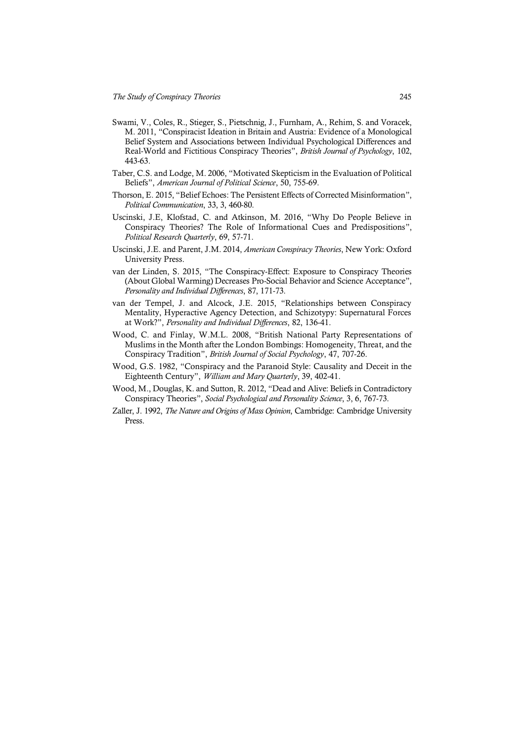Swami, V., Coles, R., Stieger, S., Pietschnig, J., Furnham, A., Rehim, S. and Voracek, M. 2011, "Conspiracist Ideation in Britain and Austria: Evidence of a Monological Belief System and Associations between Individual Psychological Differences and Real-World and Fictitious Conspiracy Theories", *British Journal of Psychology*, 102, 443-63.

Taber, C.S. and Lodge, M. 2006, "Motivated Skepticism in the Evaluation of Political Beliefs", *American Journal of Political Science*, 50, 755-69.

Thorson, E. 2015, "Belief Echoes: The Persistent Effects of Corrected Misinformation", *Political Communication*, 33, 3, 460-80.

Uscinski, J.E, Klofstad, C. and Atkinson, M. 2016, "Why Do People Believe in Conspiracy Theories? The Role of Informational Cues and Predispositions", *Political Research Quarterly*, 69, 57-71.

Uscinski, J.E. and Parent, J.M. 2014, *American Conspiracy Theories*, New York: Oxford University Press.

van der Linden, S. 2015, "The Conspiracy-Effect: Exposure to Conspiracy Theories (About Global Warming) Decreases Pro-Social Behavior and Science Acceptance", *Personality and Individual Differences*, 87, 171-73.

van der Tempel, J. and Alcock, J.E. 2015, "Relationships between Conspiracy Mentality, Hyperactive Agency Detection, and Schizotypy: Supernatural Forces at Work?", *Personality and Individual Differences*, 82, 136-41.

Wood, C. and Finlay, W.M.L. 2008, "British National Party Representations of Muslims in the Month after the London Bombings: Homogeneity, Threat, and the Conspiracy Tradition", *British Journal of Social Psychology*, 47, 707-26.

Wood, G.S. 1982, "Conspiracy and the Paranoid Style: Causality and Deceit in the Eighteenth Century", *William and Mary Quarterly*, 39, 402-41.

Wood, M., Douglas, K. and Sutton, R. 2012, "Dead and Alive: Beliefs in Contradictory Conspiracy Theories", *Social Psychological and Personality Science*, 3, 6, 767-73.

Zaller, J. 1992, *The Nature and Origins of Mass Opinion*, Cambridge: Cambridge University Press.